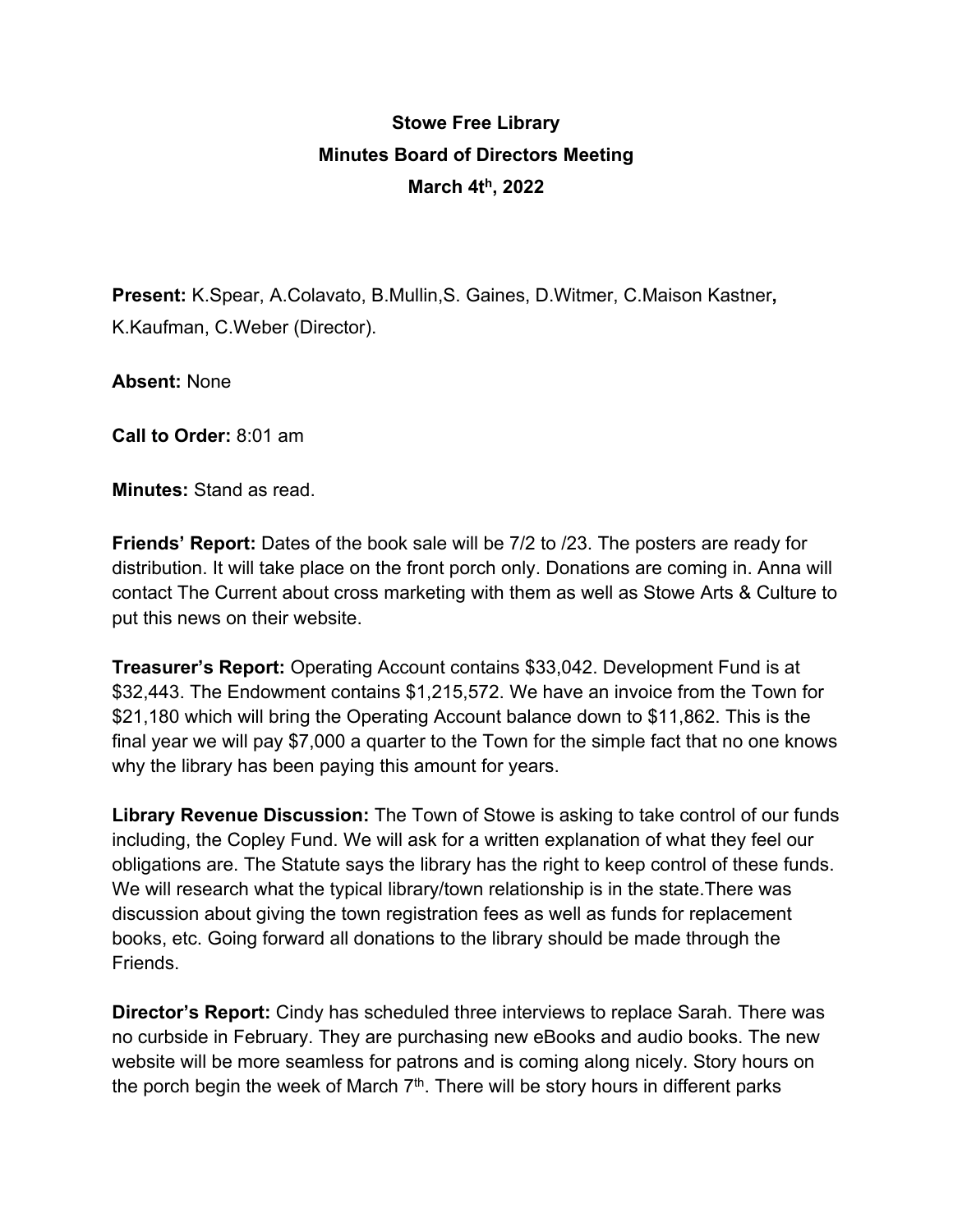**Stowe Free Library**
**Minutes Board of Directors Meeting**
**March 4th, 2022**

**Present:** K.Spear, A.Colavato, B.Mullin,S. Gaines, D.Witmer, C.Maison Kastner**,** K.Kaufman, C.Weber (Director).

**Absent:** None

**Call to Order:** 8:01 am

**Minutes:** Stand as read.

**Friends' Report:** Dates of the book sale will be 7/2 to /23. The posters are ready for distribution. It will take place on the front porch only. Donations are coming in. Anna will contact The Current about cross marketing with them as well as Stowe Arts & Culture to put this news on their website.

**Treasurer's Report:** Operating Account contains $33,042. Development Fund is at $32,443. The Endowment contains $1,215,572. We have an invoice from the Town for $21,180 which will bring the Operating Account balance down to $11,862. This is the final year we will pay $7,000 a quarter to the Town for the simple fact that no one knows why the library has been paying this amount for years.

**Library Revenue Discussion:** The Town of Stowe is asking to take control of our funds including, the Copley Fund. We will ask for a written explanation of what they feel our obligations are. The Statute says the library has the right to keep control of these funds. We will research what the typical library/town relationship is in the state.There was discussion about giving the town registration fees as well as funds for replacement books, etc. Going forward all donations to the library should be made through the Friends.

**Director's Report:** Cindy has scheduled three interviews to replace Sarah. There was no curbside in February. They are purchasing new eBooks and audio books. The new website will be more seamless for patrons and is coming along nicely. Story hours on the porch begin the week of March 7th. There will be story hours in different parks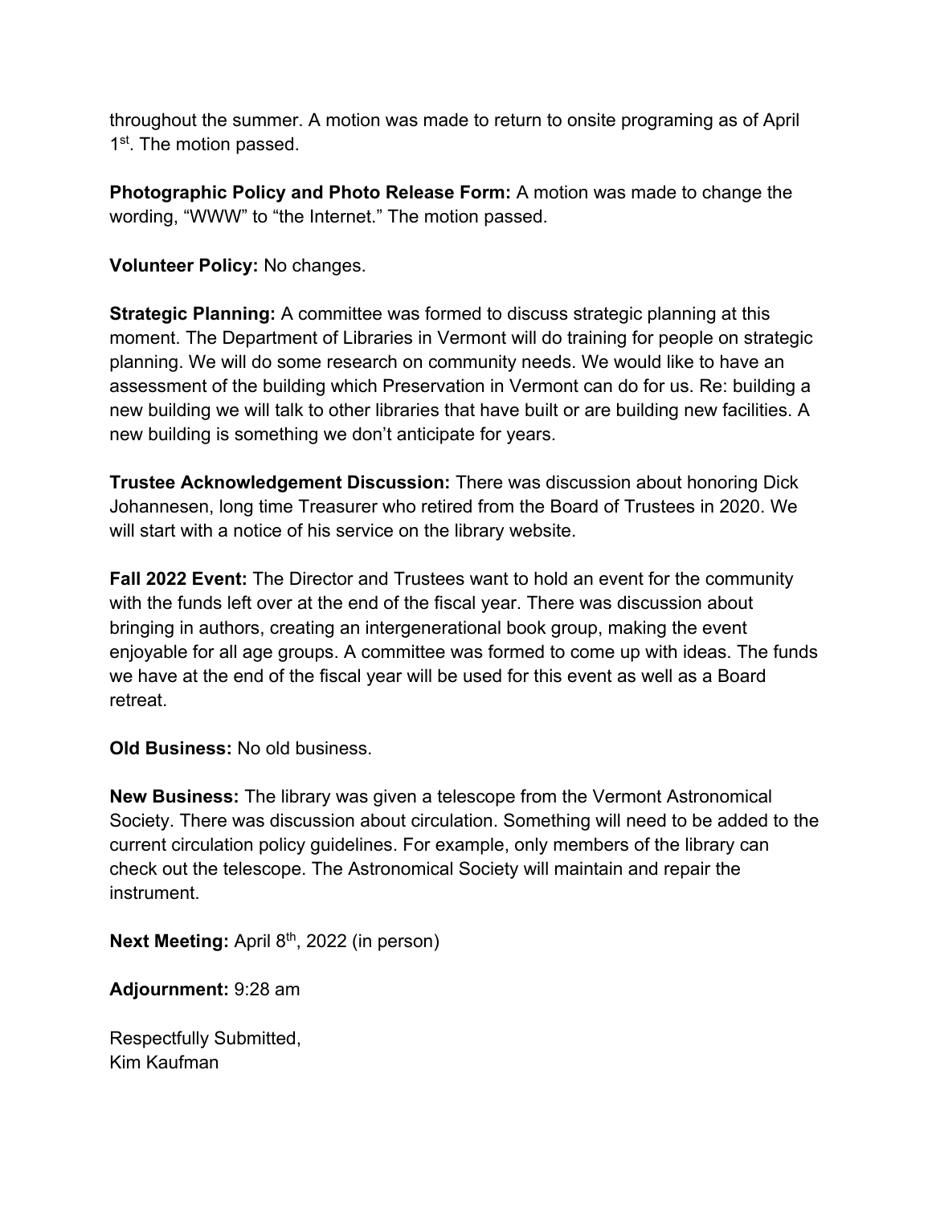throughout the summer. A motion was made to return to onsite programing as of April 1st. The motion passed.

**Photographic Policy and Photo Release Form:** A motion was made to change the wording, "WWW" to "the Internet." The motion passed.

**Volunteer Policy:** No changes.

**Strategic Planning:** A committee was formed to discuss strategic planning at this moment. The Department of Libraries in Vermont will do training for people on strategic planning. We will do some research on community needs. We would like to have an assessment of the building which Preservation in Vermont can do for us. Re: building a new building we will talk to other libraries that have built or are building new facilities. A new building is something we don't anticipate for years.

**Trustee Acknowledgement Discussion:** There was discussion about honoring Dick Johannesen, long time Treasurer who retired from the Board of Trustees in 2020. We will start with a notice of his service on the library website.

**Fall 2022 Event:** The Director and Trustees want to hold an event for the community with the funds left over at the end of the fiscal year. There was discussion about bringing in authors, creating an intergenerational book group, making the event enjoyable for all age groups. A committee was formed to come up with ideas. The funds we have at the end of the fiscal year will be used for this event as well as a Board retreat.

**Old Business:** No old business.

**New Business:** The library was given a telescope from the Vermont Astronomical Society. There was discussion about circulation. Something will need to be added to the current circulation policy guidelines. For example, only members of the library can check out the telescope. The Astronomical Society will maintain and repair the instrument.

**Next Meeting:** April 8th, 2022 (in person)

**Adjournment:** 9:28 am

Respectfully Submitted,
Kim Kaufman